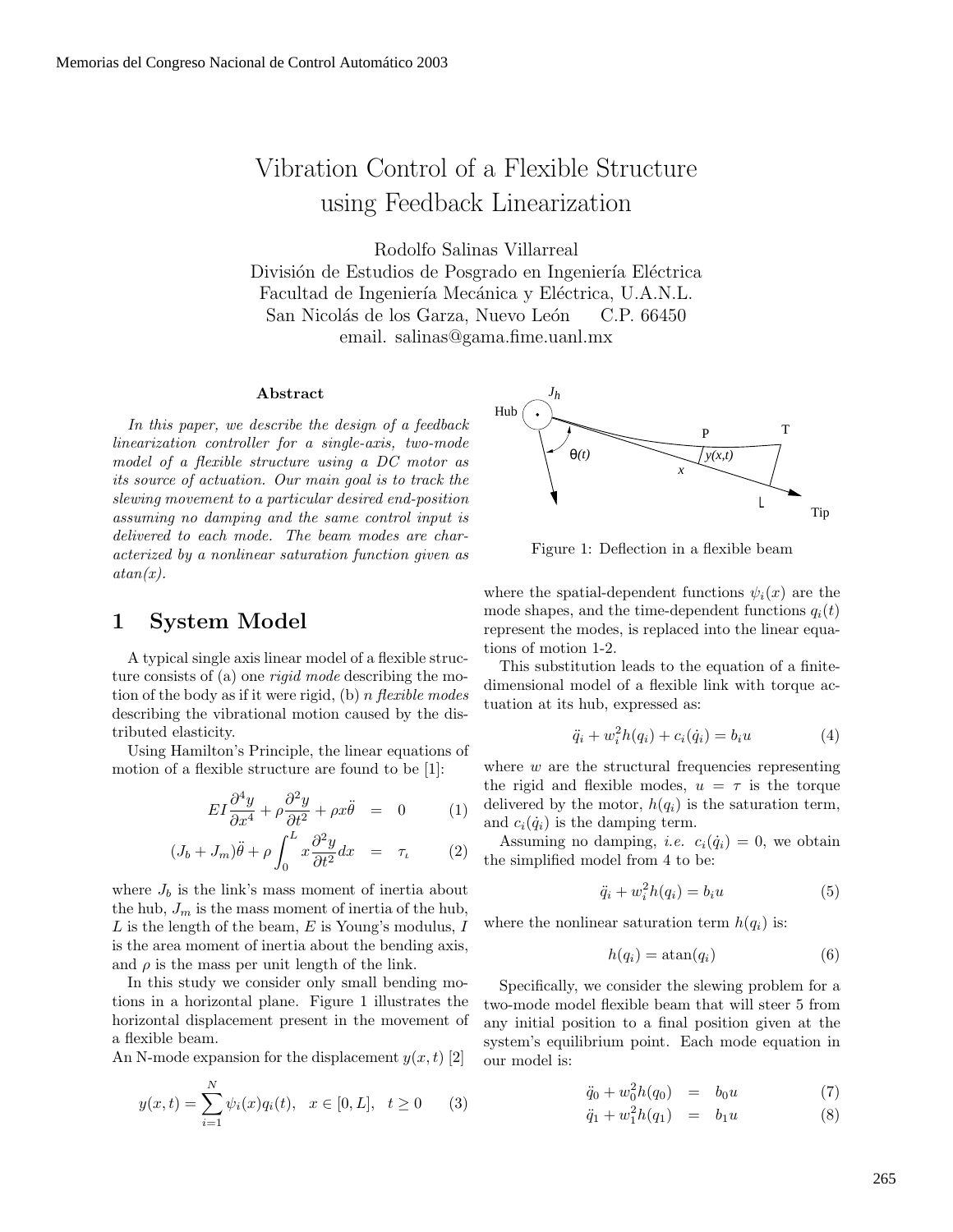# Vibration Control of a Flexible Structure using Feedback Linearization

Rodolfo Salinas Villarreal
División de Estudios de Posgrado en Ingeniería Eléctrica
Facultad de Ingeniería Mecánica y Eléctrica, U.A.N.L.
San Nicolás de los Garza, Nuevo León C.P. 66450
email. salinas@gama.fime.uanl.mx

### Abstract

*In this paper, we describe the design of a feedback linearization controller for a single-axis, two-mode model of a flexible structure using a DC motor as its source of actuation. Our main goal is to track the slewing movement to a particular desired end-position assuming no damping and the same control input is delivered to each mode. The beam modes are characterized by a nonlinear saturation function given as atan(x).*

## 1 System Model

A typical single axis linear model of a flexible structure consists of (a) one *rigid mode* describing the motion of the body as if it were rigid, (b) *n flexible modes* describing the vibrational motion caused by the distributed elasticity.

Using Hamilton's Principle, the linear equations of motion of a flexible structure are found to be [1]:

$$EI\frac{\partial^4 y}{\partial x^4} + \rho\frac{\partial^2 y}{\partial t^2} + \rho x\ddot{\theta} = 0 \quad (1)$$

$$(J_b + J_m)\ddot{\theta} + \rho\int_0^L x\frac{\partial^2 y}{\partial t^2}dx = \tau_\iota \quad (2)$$

where $J_b$ is the link's mass moment of inertia about the hub, $J_m$ is the mass moment of inertia of the hub, $L$ is the length of the beam, $E$ is Young's modulus, $I$ is the area moment of inertia about the bending axis, and $\rho$ is the mass per unit length of the link.

In this study we consider only small bending motions in a horizontal plane. Figure 1 illustrates the horizontal displacement present in the movement of a flexible beam.

An N-mode expansion for the displacement $y(x,t)$ [2]

$$y(x,t) = \sum_{i=1}^{N}\psi_i(x)q_i(t), \quad x \in [0,L], \quad t \geq 0 \quad (3)$$

Figure 1: Deflection in a flexible beam

where the spatial-dependent functions $\psi_i(x)$ are the mode shapes, and the time-dependent functions $q_i(t)$ represent the modes, is replaced into the linear equations of motion 1-2.

This substitution leads to the equation of a finite-dimensional model of a flexible link with torque actuation at its hub, expressed as:

$$\ddot{q}_i + w_i^2 h(q_i) + c_i(\dot{q}_i) = b_i u \quad (4)$$

where $w$ are the structural frequencies representing the rigid and flexible modes, $u = \tau$ is the torque delivered by the motor, $h(q_i)$ is the saturation term, and $c_i(\dot{q}_i)$ is the damping term.

Assuming no damping, *i.e.* $c_i(\dot{q}_i) = 0$, we obtain the simplified model from 4 to be:

$$\ddot{q}_i + w_i^2 h(q_i) = b_i u \quad (5)$$

where the nonlinear saturation term $h(q_i)$ is:

$$h(q_i) = \text{atan}(q_i) \quad (6)$$

Specifically, we consider the slewing problem for a two-mode model flexible beam that will steer 5 from any initial position to a final position given at the system's equilibrium point. Each mode equation in our model is:

$$\ddot{q}_0 + w_0^2 h(q_0) = b_0 u \quad (7)$$

$$\ddot{q}_1 + w_1^2 h(q_1) = b_1 u \quad (8)$$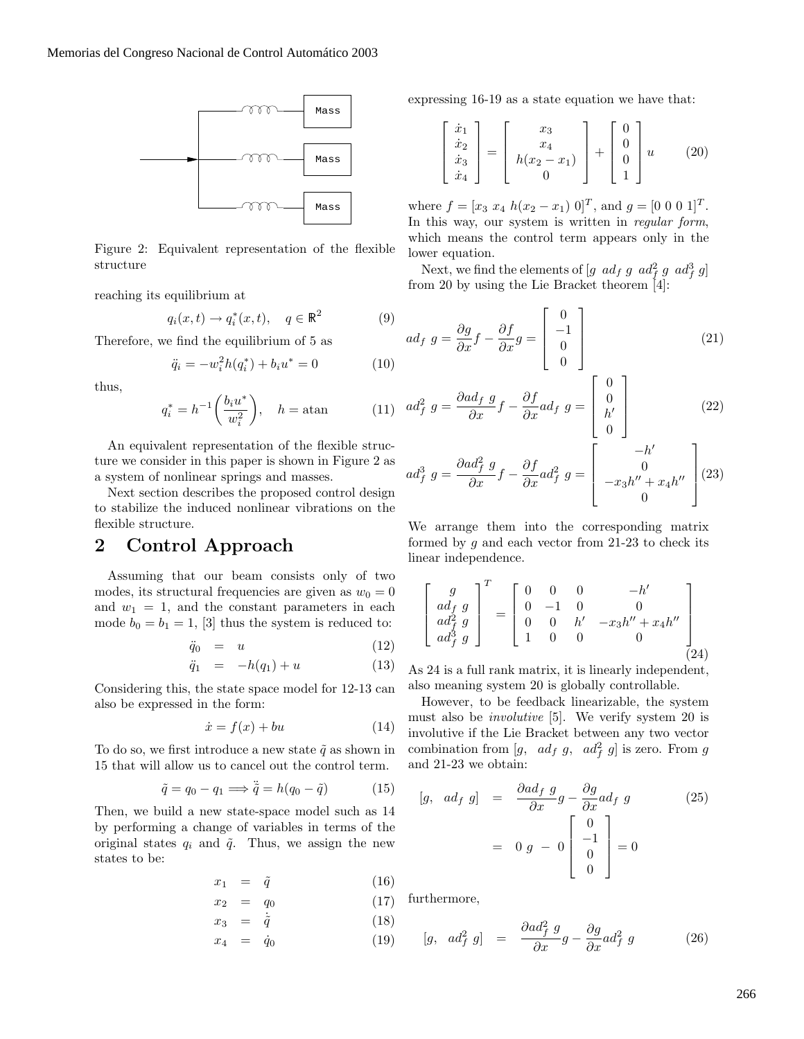Figure 2: Equivalent representation of the flexible structure

reaching its equilibrium at

$$q_i(x,t) \rightarrow q_i^*(x,t), \quad q \in \mathbb{R}^2 \tag{9}$$

Therefore, we find the equilibrium of 5 as

$$\ddot{q}_i = -w_i^2 h(q_i^*) + b_i u^* = 0 \tag{10}$$

thus,

$$q_i^* = h^{-1}\left(\frac{b_i u^*}{w_i^2}\right), \quad h = \text{atan} \tag{11}$$

An equivalent representation of the flexible structure we consider in this paper is shown in Figure 2 as a system of nonlinear springs and masses.

Next section describes the proposed control design to stabilize the induced nonlinear vibrations on the flexible structure.

## 2 Control Approach

Assuming that our beam consists only of two modes, its structural frequencies are given as $w_0 = 0$ and $w_1 = 1$, and the constant parameters in each mode $b_0 = b_1 = 1$, [3] thus the system is reduced to:

$$\ddot{q}_0 = u \tag{12}$$

$$\ddot{q}_1 = -h(q_1) + u \tag{13}$$

Considering this, the state space model for 12-13 can also be expressed in the form:

$$\dot{x} = f(x) + bu \tag{14}$$

To do so, we first introduce a new state $\tilde{q}$ as shown in 15 that will allow us to cancel out the control term.

$$\tilde{q} = q_0 - q_1 \Longrightarrow \ddot{\tilde{q}} = h(q_0 - \tilde{q}) \tag{15}$$

Then, we build a new state-space model such as 14 by performing a change of variables in terms of the original states $q_i$ and $\tilde{q}$. Thus, we assign the new states to be:

$$x_1 = \tilde{q} \tag{16}$$

$$x_2 = q_0 \tag{17}$$

$$x_3 = \dot{\tilde{q}} \tag{18}$$

$$x_4 = \dot{q}_0 \tag{19}$$

expressing 16-19 as a state equation we have that:

$$\begin{bmatrix} \dot{x}_1 \\ \dot{x}_2 \\ \dot{x}_3 \\ \dot{x}_4 \end{bmatrix} = \begin{bmatrix} x_3 \\ x_4 \\ h(x_2 - x_1) \\ 0 \end{bmatrix} + \begin{bmatrix} 0 \\ 0 \\ 0 \\ 1 \end{bmatrix} u \tag{20}$$

where $f = [x_3 \ x_4 \ h(x_2 - x_1) \ 0]^T$, and $g = [0 \ 0 \ 0 \ 1]^T$. In this way, our system is written in *regular form*, which means the control term appears only in the lower equation.

Next, we find the elements of $[g \ \ ad_f \ g \ \ ad_f^2 \ g \ \ ad_f^3 \ g]$ from 20 by using the Lie Bracket theorem [4]:

$$ad_f \ g = \frac{\partial g}{\partial x} f - \frac{\partial f}{\partial x} g = \begin{bmatrix} 0 \\ -1 \\ 0 \\ 0 \end{bmatrix} \tag{21}$$

$$ad_f^2 \ g = \frac{\partial ad_f \ g}{\partial x} f - \frac{\partial f}{\partial x} ad_f \ g = \begin{bmatrix} 0 \\ 0 \\ h' \\ 0 \end{bmatrix} \tag{22}$$

$$ad_f^3 \ g = \frac{\partial ad_f^2 \ g}{\partial x} f - \frac{\partial f}{\partial x} ad_f^2 \ g = \begin{bmatrix} -h' \\ 0 \\ -x_3 h'' + x_4 h'' \\ 0 \end{bmatrix} \tag{23}$$

We arrange them into the corresponding matrix formed by $g$ and each vector from 21-23 to check its linear independence.

$$\begin{bmatrix} g \\ ad_f \ g \\ ad_f^2 \ g \\ ad_f^3 \ g \end{bmatrix}^T = \begin{bmatrix} 0 & 0 & 0 & -h' \\ 0 & -1 & 0 & 0 \\ 0 & 0 & h' & -x_3 h'' + x_4 h'' \\ 1 & 0 & 0 & 0 \end{bmatrix} \tag{24}$$

As 24 is a full rank matrix, it is linearly independent, also meaning system 20 is globally controllable.

However, to be feedback linearizable, the system must also be *involutive* [5]. We verify system 20 is involutive if the Lie Bracket between any two vector combination from $[g, \ \ ad_f \ g, \ \ ad_f^2 \ g]$ is zero. From $g$ and 21-23 we obtain:

$$\begin{aligned} [g, \ \ ad_f \ g] &= \frac{\partial ad_f \ g}{\partial x} g - \frac{\partial g}{\partial x} ad_f \ g \\ &= 0 \ g \ - \ 0 \begin{bmatrix} 0 \\ -1 \\ 0 \\ 0 \end{bmatrix} = 0 \end{aligned} \tag{25}$$

furthermore,

$$[g, \ \ ad_f^2 \ g] = \frac{\partial ad_f^2 \ g}{\partial x} g - \frac{\partial g}{\partial x} ad_f^2 \ g \tag{26}$$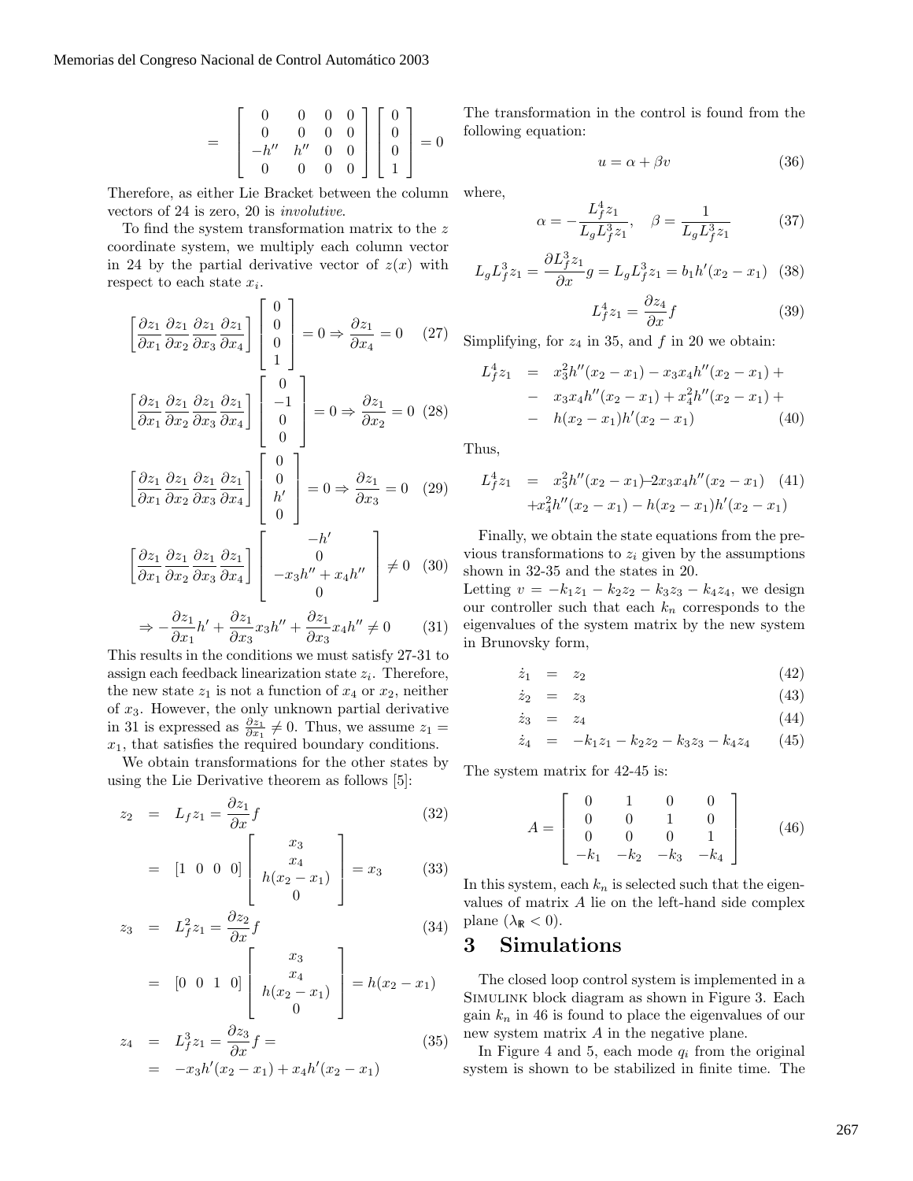$$= \begin{bmatrix} 0 & 0 & 0 & 0 \\ 0 & 0 & 0 & 0 \\ -h'' & h'' & 0 & 0 \\ 0 & 0 & 0 & 0 \end{bmatrix} \begin{bmatrix} 0 \\ 0 \\ 0 \\ 1 \end{bmatrix} = 0$$

Therefore, as either Lie Bracket between the column vectors of 24 is zero, 20 is *involutive*.

To find the system transformation matrix to the $z$ coordinate system, we multiply each column vector in 24 by the partial derivative vector of $z(x)$ with respect to each state $x_i$.

$$\left[\frac{\partial z_1}{\partial x_1} \frac{\partial z_1}{\partial x_2} \frac{\partial z_1}{\partial x_3} \frac{\partial z_1}{\partial x_4}\right] \begin{bmatrix} 0 \\ 0 \\ 0 \\ 1 \end{bmatrix} = 0 \Rightarrow \frac{\partial z_1}{\partial x_4} = 0 \quad (27)$$

$$\left[\frac{\partial z_1}{\partial x_1} \frac{\partial z_1}{\partial x_2} \frac{\partial z_1}{\partial x_3} \frac{\partial z_1}{\partial x_4}\right] \begin{bmatrix} 0 \\ -1 \\ 0 \\ 0 \end{bmatrix} = 0 \Rightarrow \frac{\partial z_1}{\partial x_2} = 0 \quad (28)$$

$$\left[\frac{\partial z_1}{\partial x_1} \frac{\partial z_1}{\partial x_2} \frac{\partial z_1}{\partial x_3} \frac{\partial z_1}{\partial x_4}\right] \begin{bmatrix} 0 \\ 0 \\ h' \\ 0 \end{bmatrix} = 0 \Rightarrow \frac{\partial z_1}{\partial x_3} = 0 \quad (29)$$

$$\left[\frac{\partial z_1}{\partial x_1} \frac{\partial z_1}{\partial x_2} \frac{\partial z_1}{\partial x_3} \frac{\partial z_1}{\partial x_4}\right] \begin{bmatrix} -h' \\ 0 \\ -x_3 h'' + x_4 h'' \\ 0 \end{bmatrix} \neq 0 \quad (30)$$

$$\Rightarrow -\frac{\partial z_1}{\partial x_1} h' + \frac{\partial z_1}{\partial x_3} x_3 h'' + \frac{\partial z_1}{\partial x_3} x_4 h'' \neq 0 \quad (31)$$

This results in the conditions we must satisfy 27-31 to assign each feedback linearization state $z_i$. Therefore, the new state $z_1$ is not a function of $x_4$ or $x_2$, neither of $x_3$. However, the only unknown partial derivative in 31 is expressed as $\frac{\partial z_1}{\partial x_1} \neq 0$. Thus, we assume $z_1 = x_1$, that satisfies the required boundary conditions.

We obtain transformations for the other states by using the Lie Derivative theorem as follows [5]:

$$z_2 = L_f z_1 = \frac{\partial z_1}{\partial x} f \quad (32)$$

$$= [1 \;\; 0 \;\; 0 \;\; 0] \begin{bmatrix} x_3 \\ x_4 \\ h(x_2 - x_1) \\ 0 \end{bmatrix} = x_3 \quad (33)$$

$$z_3 = L_f^2 z_1 = \frac{\partial z_2}{\partial x} f \quad (34)$$

$$= [0 \;\; 0 \;\; 1 \;\; 0] \begin{bmatrix} x_3 \\ x_4 \\ h(x_2 - x_1) \\ 0 \end{bmatrix} = h(x_2 - x_1)$$

$$z_4 = L_f^3 z_1 = \frac{\partial z_3}{\partial x} f = \quad (35)$$

$$= -x_3 h'(x_2 - x_1) + x_4 h'(x_2 - x_1)$$

The transformation in the control is found from the following equation:

$$u = \alpha + \beta v \quad (36)$$

where,

$$\alpha = -\frac{L_f^4 z_1}{L_g L_f^3 z_1}, \quad \beta = \frac{1}{L_g L_f^3 z_1} \quad (37)$$

$$L_g L_f^3 z_1 = \frac{\partial L_f^3 z_1}{\partial x} g = L_g L_f^3 z_1 = b_1 h'(x_2 - x_1) \quad (38)$$

$$L_f^4 z_1 = \frac{\partial z_4}{\partial x} f \quad (39)$$

Simplifying, for $z_4$ in 35, and $f$ in 20 we obtain:

$$\begin{aligned} L_f^4 z_1 &= x_3^2 h''(x_2 - x_1) - x_3 x_4 h''(x_2 - x_1) + \\ &- x_3 x_4 h''(x_2 - x_1) + x_4^2 h''(x_2 - x_1) + \\ &- h(x_2 - x_1) h'(x_2 - x_1) \end{aligned} \quad (40)$$

Thus,

$$\begin{aligned} L_f^4 z_1 &= x_3^2 h''(x_2 - x_1) - 2 x_3 x_4 h''(x_2 - x_1) \\ &+ x_4^2 h''(x_2 - x_1) - h(x_2 - x_1) h'(x_2 - x_1) \end{aligned} \quad (41)$$

Finally, we obtain the state equations from the previous transformations to $z_i$ given by the assumptions shown in 32-35 and the states in 20.

Letting $v = -k_1 z_1 - k_2 z_2 - k_3 z_3 - k_4 z_4$, we design our controller such that each $k_n$ corresponds to the eigenvalues of the system matrix by the new system in Brunovsky form,

$$\dot{z}_1 = z_2 \quad (42)$$

$$\dot{z}_2 = z_3 \quad (43)$$

$$\dot{z}_3 = z_4 \quad (44)$$

$$\dot{z}_4 = -k_1 z_1 - k_2 z_2 - k_3 z_3 - k_4 z_4 \quad (45)$$

The system matrix for 42-45 is:

$$A = \begin{bmatrix} 0 & 1 & 0 & 0 \\ 0 & 0 & 1 & 0 \\ 0 & 0 & 0 & 1 \\ -k_1 & -k_2 & -k_3 & -k_4 \end{bmatrix} \quad (46)$$

In this system, each $k_n$ is selected such that the eigenvalues of matrix $A$ lie on the left-hand side complex plane ($\lambda_{\mathbb{R}} < 0$).

## 3 Simulations

The closed loop control system is implemented in a SIMULINK block diagram as shown in Figure 3. Each gain $k_n$ in 46 is found to place the eigenvalues of our new system matrix $A$ in the negative plane.

In Figure 4 and 5, each mode $q_i$ from the original system is shown to be stabilized in finite time. The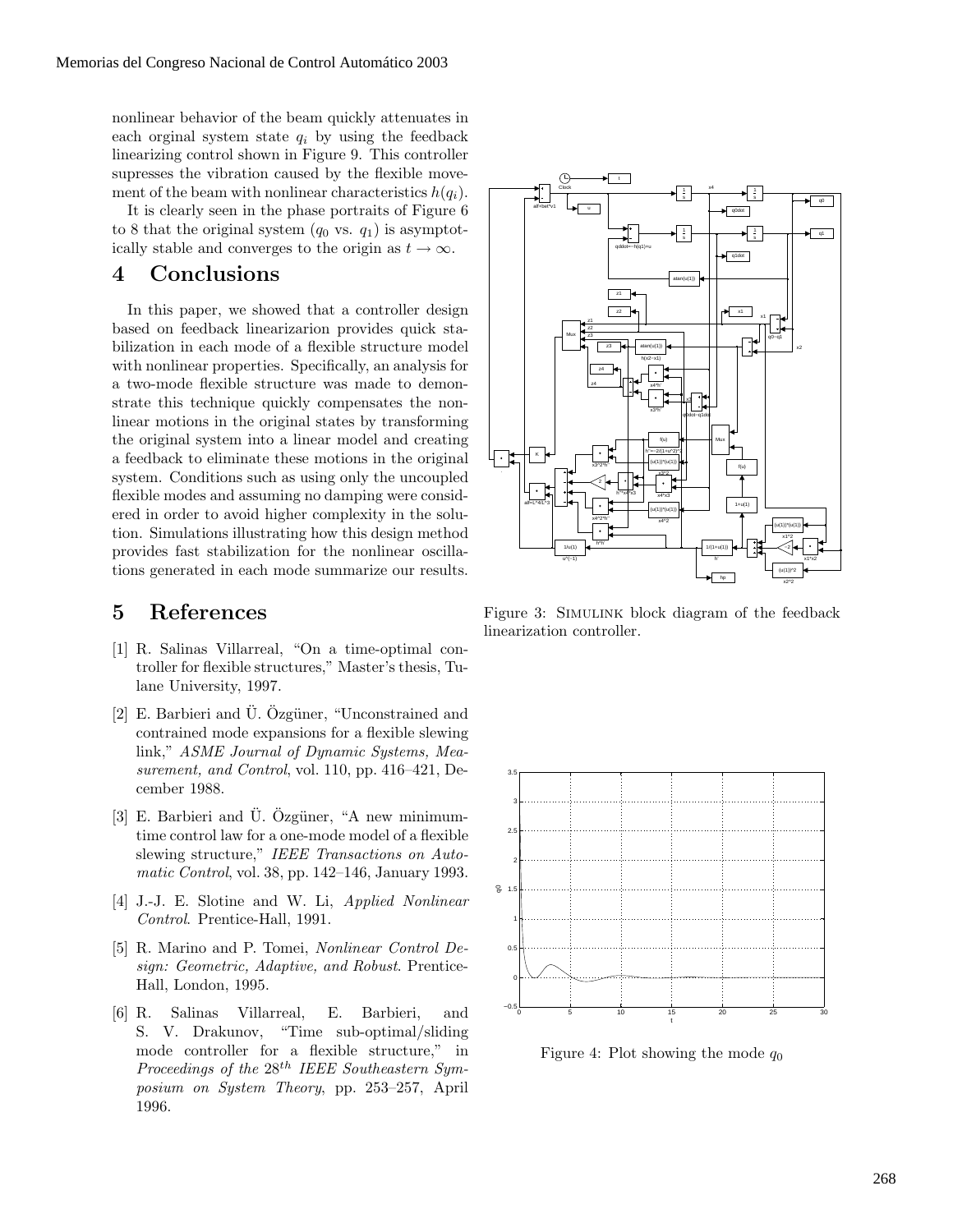nonlinear behavior of the beam quickly attenuates in each orginal system state $q_i$ by using the feedback linearizing control shown in Figure 9. This controller supresses the vibration caused by the flexible movement of the beam with nonlinear characteristics $h(q_i)$.

It is clearly seen in the phase portraits of Figure 6 to 8 that the original system ($q_0$ vs. $q_1$) is asymptotically stable and converges to the origin as $t \to \infty$.

# 4 Conclusions

In this paper, we showed that a controller design based on feedback linearization provides quick stabilization in each mode of a flexible structure model with nonlinear properties. Specifically, an analysis for a two-mode flexible structure was made to demonstrate this technique quickly compensates the nonlinear motions in the original states by transforming the original system into a linear model and creating a feedback to eliminate these motions in the original system. Conditions such as using only the uncoupled flexible modes and assuming no damping were considered in order to avoid higher complexity in the solution. Simulations illustrating how this design method provides fast stabilization for the nonlinear oscillations generated in each mode summarize our results.

# 5 References

[1] R. Salinas Villarreal, "On a time-optimal controller for flexible structures," Master's thesis, Tulane University, 1997.

[2] E. Barbieri and Ü. Özgüner, "Unconstrained and contrained mode expansions for a flexible slewing link," *ASME Journal of Dynamic Systems, Measurement, and Control*, vol. 110, pp. 416–421, December 1988.

[3] E. Barbieri and Ü. Özgüner, "A new minimum-time control law for a one-mode model of a flexible slewing structure," *IEEE Transactions on Automatic Control*, vol. 38, pp. 142–146, January 1993.

[4] J.-J. E. Slotine and W. Li, *Applied Nonlinear Control*. Prentice-Hall, 1991.

[5] R. Marino and P. Tomei, *Nonlinear Control Design: Geometric, Adaptive, and Robust*. Prentice-Hall, London, 1995.

[6] R. Salinas Villarreal, E. Barbieri, and S. V. Drakunov, "Time sub-optimal/sliding mode controller for a flexible structure," in *Proceedings of the 28^th IEEE Southeastern Symposium on System Theory*, pp. 253–257, April 1996.

Figure 3: Simulink block diagram of the feedback linearization controller.

Figure 4: Plot showing the mode $q_0$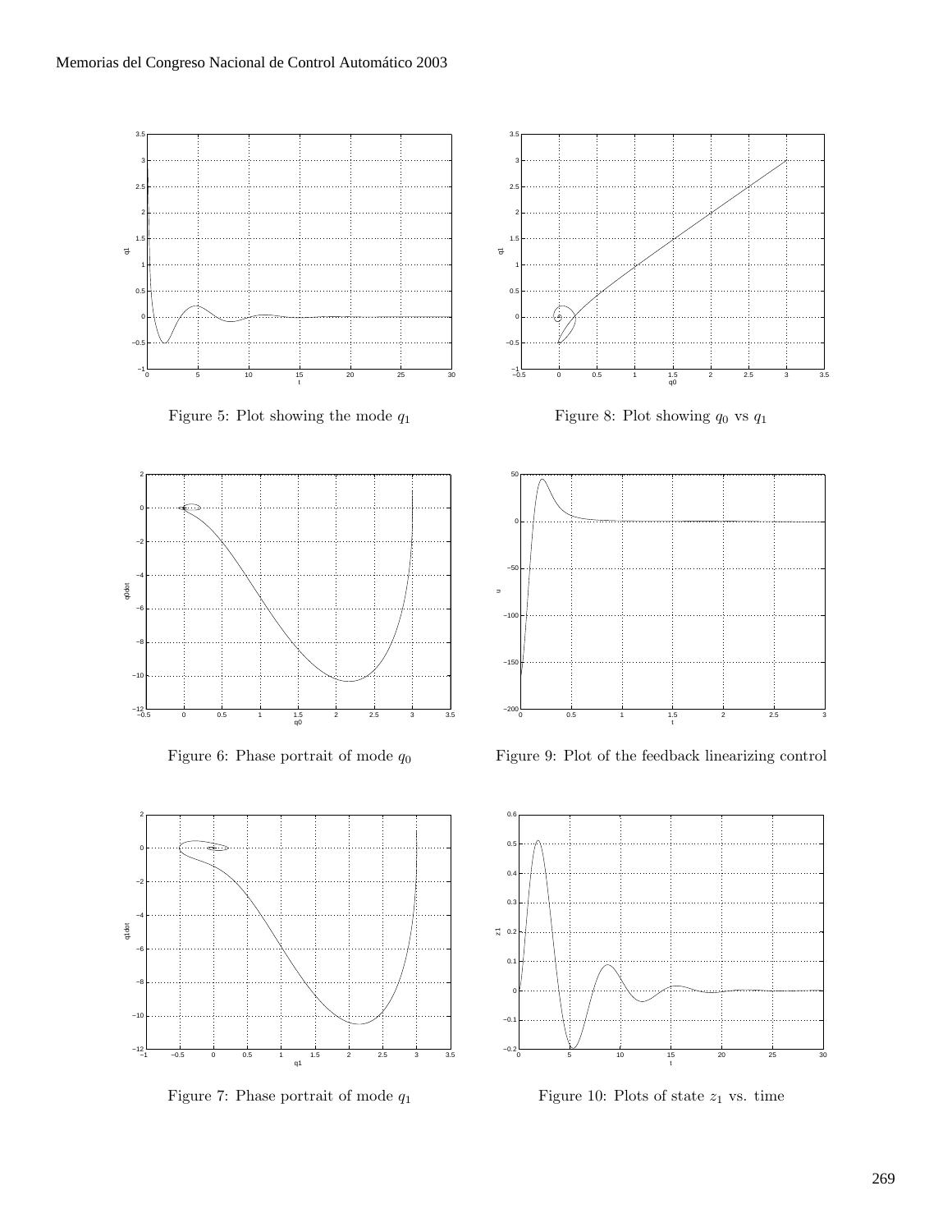Figure 5: Plot showing the mode $q_1$

Figure 8: Plot showing $q_0$ vs $q_1$

Figure 6: Phase portrait of mode $q_0$

Figure 9: Plot of the feedback linearizing control

Figure 7: Phase portrait of mode $q_1$

Figure 10: Plots of state $z_1$ vs. time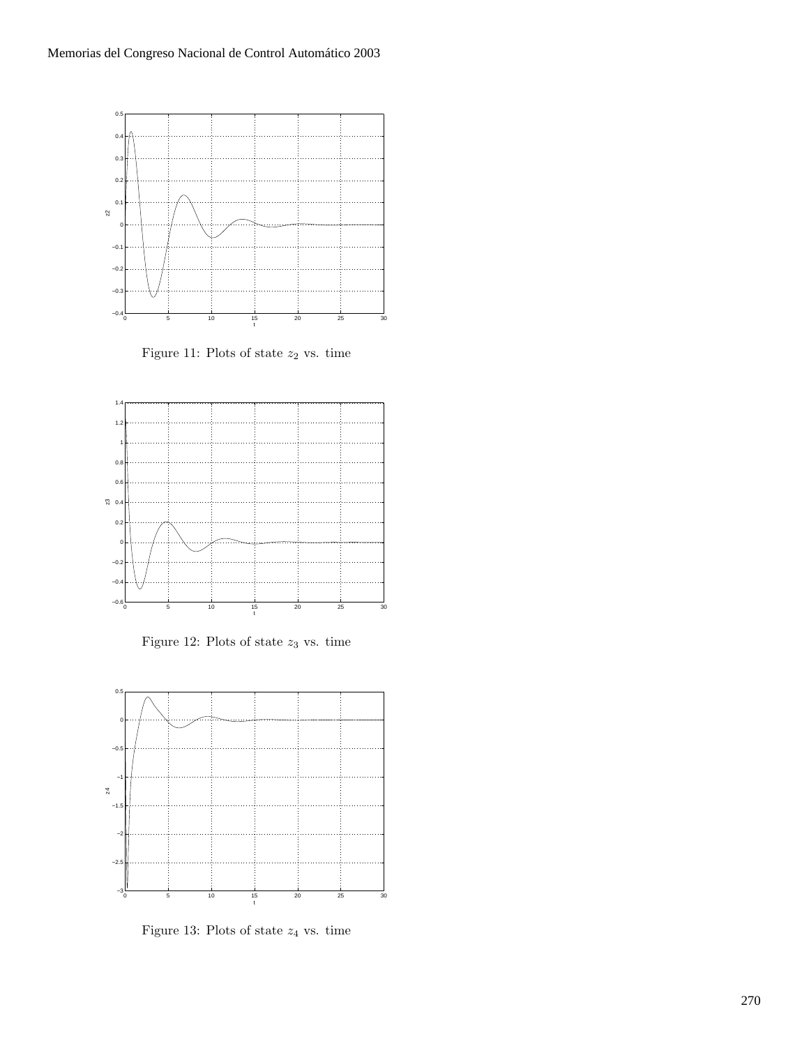z2

0.5
0.4
0.3
0.2
0.1
0
−0.1
−0.2
−0.3
−0.4

0 5 10 15 20 25 30

t

Figure 11: Plots of state $z_2$ vs. time

z3

1.4
1.2
1
0.8
0.6
0.4
0.2
0
−0.2
−0.4
−0.6

0 5 10 15 20 25 30

t

Figure 12: Plots of state $z_3$ vs. time

z4

0.5
0
−0.5
−1
−1.5
−2
−2.5
−3

0 5 10 15 20 25 30

t

Figure 13: Plots of state $z_4$ vs. time